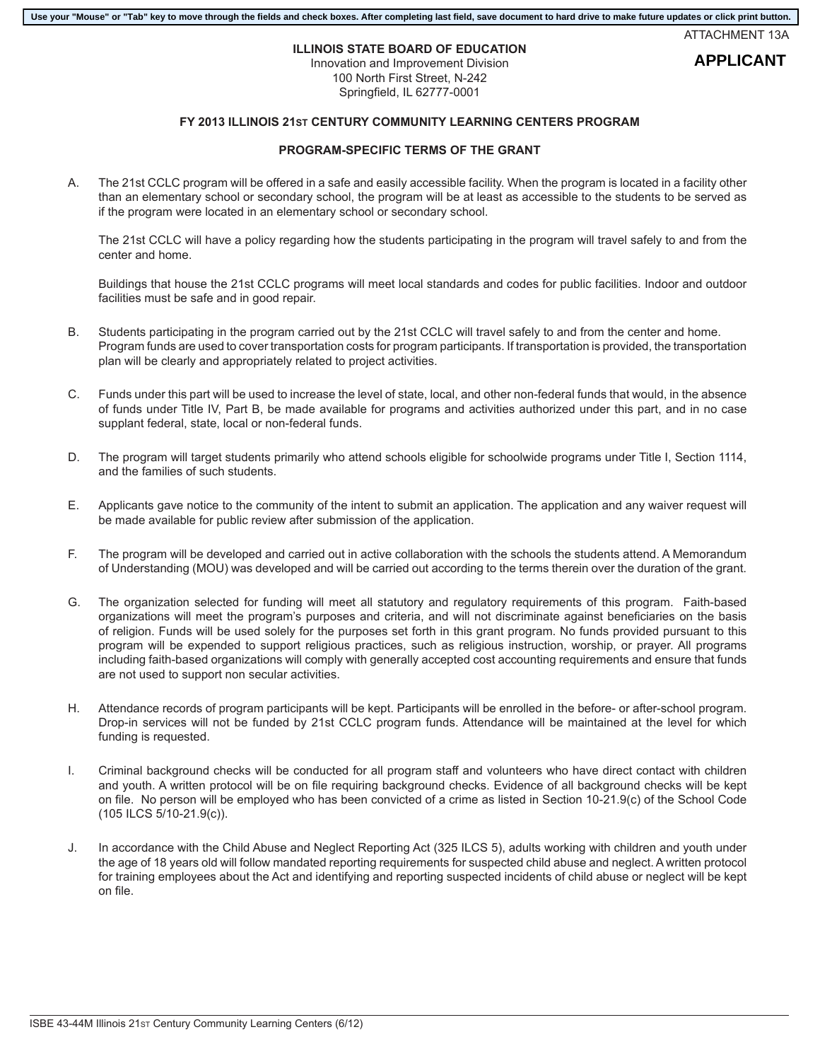Use your "Mouse" or "Tab" key to move through the fields and check boxes. After completing last field, save document to hard drive to make future updates or click print button.

ATTACHMENT 13A

**APPLICANT**

**ILLINOIS STATE BOARD OF EDUCATION**
Innovation and Improvement Division
100 North First Street, N-242
Springfield, IL 62777-0001

**FY 2013 ILLINOIS 21ST CENTURY COMMUNITY LEARNING CENTERS PROGRAM**

**PROGRAM-SPECIFIC TERMS OF THE GRANT**

A. The 21st CCLC program will be offered in a safe and easily accessible facility. When the program is located in a facility other than an elementary school or secondary school, the program will be at least as accessible to the students to be served as if the program were located in an elementary school or secondary school.

   The 21st CCLC will have a policy regarding how the students participating in the program will travel safely to and from the center and home.

   Buildings that house the 21st CCLC programs will meet local standards and codes for public facilities. Indoor and outdoor facilities must be safe and in good repair.

B. Students participating in the program carried out by the 21st CCLC will travel safely to and from the center and home. Program funds are used to cover transportation costs for program participants. If transportation is provided, the transportation plan will be clearly and appropriately related to project activities.

C. Funds under this part will be used to increase the level of state, local, and other non-federal funds that would, in the absence of funds under Title IV, Part B, be made available for programs and activities authorized under this part, and in no case supplant federal, state, local or non-federal funds.

D. The program will target students primarily who attend schools eligible for schoolwide programs under Title I, Section 1114, and the families of such students.

E. Applicants gave notice to the community of the intent to submit an application. The application and any waiver request will be made available for public review after submission of the application.

F. The program will be developed and carried out in active collaboration with the schools the students attend. A Memorandum of Understanding (MOU) was developed and will be carried out according to the terms therein over the duration of the grant.

G. The organization selected for funding will meet all statutory and regulatory requirements of this program. Faith-based organizations will meet the program's purposes and criteria, and will not discriminate against beneficiaries on the basis of religion. Funds will be used solely for the purposes set forth in this grant program. No funds provided pursuant to this program will be expended to support religious practices, such as religious instruction, worship, or prayer. All programs including faith-based organizations will comply with generally accepted cost accounting requirements and ensure that funds are not used to support non secular activities.

H. Attendance records of program participants will be kept. Participants will be enrolled in the before- or after-school program. Drop-in services will not be funded by 21st CCLC program funds. Attendance will be maintained at the level for which funding is requested.

I. Criminal background checks will be conducted for all program staff and volunteers who have direct contact with children and youth. A written protocol will be on file requiring background checks. Evidence of all background checks will be kept on file. No person will be employed who has been convicted of a crime as listed in Section 10-21.9(c) of the School Code (105 ILCS 5/10-21.9(c)).

J. In accordance with the Child Abuse and Neglect Reporting Act (325 ILCS 5), adults working with children and youth under the age of 18 years old will follow mandated reporting requirements for suspected child abuse and neglect. A written protocol for training employees about the Act and identifying and reporting suspected incidents of child abuse or neglect will be kept on file.

ISBE 43-44M Illinois 21ST Century Community Learning Centers (6/12)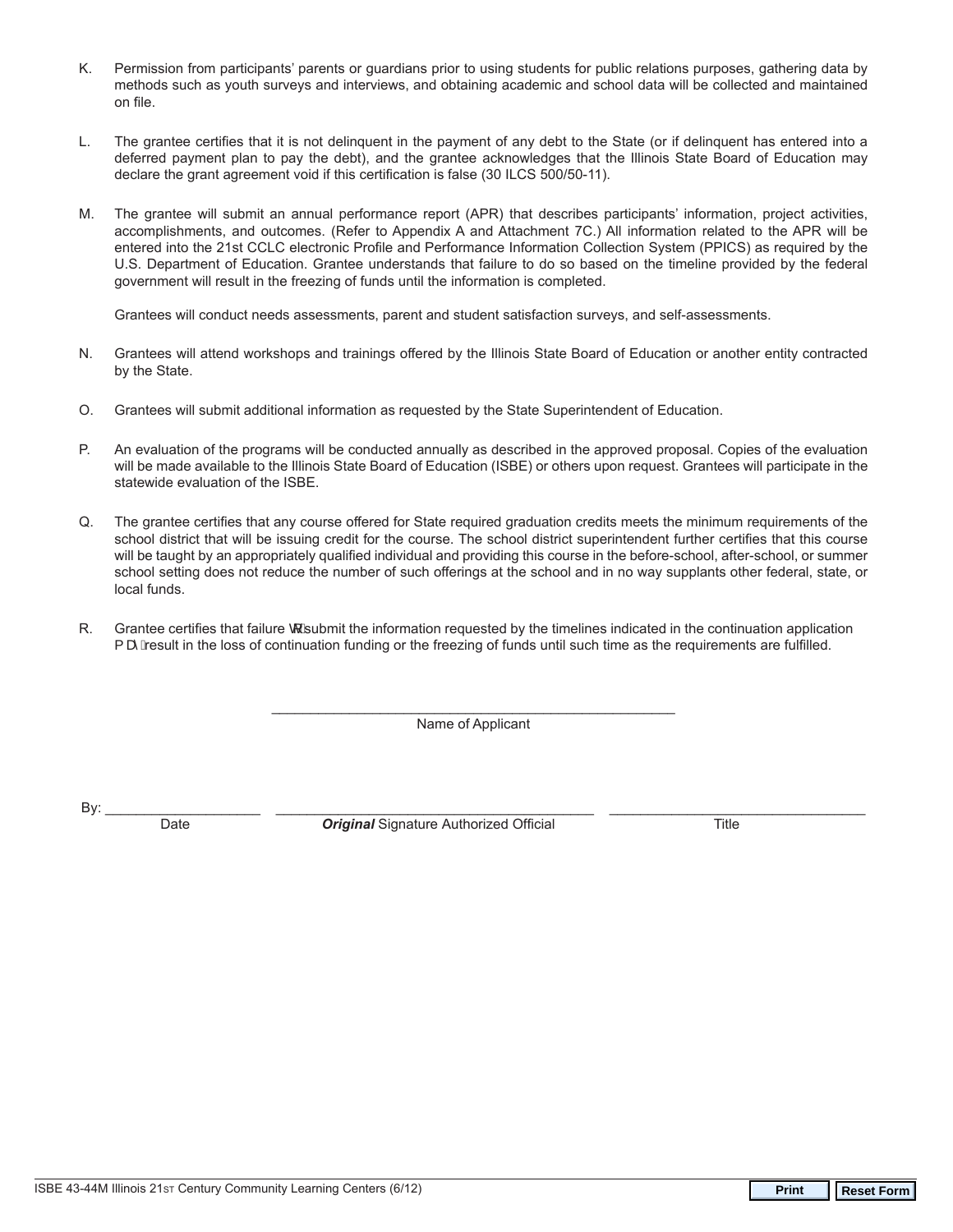K. Permission from participants' parents or guardians prior to using students for public relations purposes, gathering data by methods such as youth surveys and interviews, and obtaining academic and school data will be collected and maintained on file.

L. The grantee certifies that it is not delinquent in the payment of any debt to the State (or if delinquent has entered into a deferred payment plan to pay the debt), and the grantee acknowledges that the Illinois State Board of Education may declare the grant agreement void if this certification is false (30 ILCS 500/50-11).

M. The grantee will submit an annual performance report (APR) that describes participants' information, project activities, accomplishments, and outcomes. (Refer to Appendix A and Attachment 7C.) All information related to the APR will be entered into the 21st CCLC electronic Profile and Performance Information Collection System (PPICS) as required by the U.S. Department of Education. Grantee understands that failure to do so based on the timeline provided by the federal government will result in the freezing of funds until the information is completed.

Grantees will conduct needs assessments, parent and student satisfaction surveys, and self-assessments.

N. Grantees will attend workshops and trainings offered by the Illinois State Board of Education or another entity contracted by the State.

O. Grantees will submit additional information as requested by the State Superintendent of Education.

P. An evaluation of the programs will be conducted annually as described in the approved proposal. Copies of the evaluation will be made available to the Illinois State Board of Education (ISBE) or others upon request. Grantees will participate in the statewide evaluation of the ISBE.

Q. The grantee certifies that any course offered for State required graduation credits meets the minimum requirements of the school district that will be issuing credit for the course. The school district superintendent further certifies that this course will be taught by an appropriately qualified individual and providing this course in the before-school, after-school, or summer school setting does not reduce the number of such offerings at the school and in no way supplants other federal, state, or local funds.

R. Grantee certifies that failure to submit the information requested by the timelines indicated in the continuation application may result in the loss of continuation funding or the freezing of funds until such time as the requirements are fulfilled.

\_\_\_\_\_\_\_\_\_\_\_\_\_\_\_\_\_\_\_\_\_\_\_\_\_\_\_\_\_\_\_\_\_\_\_\_\_\_\_\_\_\_\_\_\_\_\_\_

Name of Applicant

By: \_\_\_\_\_\_\_\_\_\_\_\_\_\_\_\_\_\_\_\_ \_\_\_\_\_\_\_\_\_\_\_\_\_\_\_\_\_\_\_\_\_\_\_\_\_\_\_\_\_\_\_\_\_\_\_\_\_\_\_\_ \_\_\_\_\_\_\_\_\_\_\_\_\_\_\_\_\_\_\_\_\_\_\_\_\_\_\_\_\_\_\_\_

Date | ***Original*** Signature Authorized Official | Title